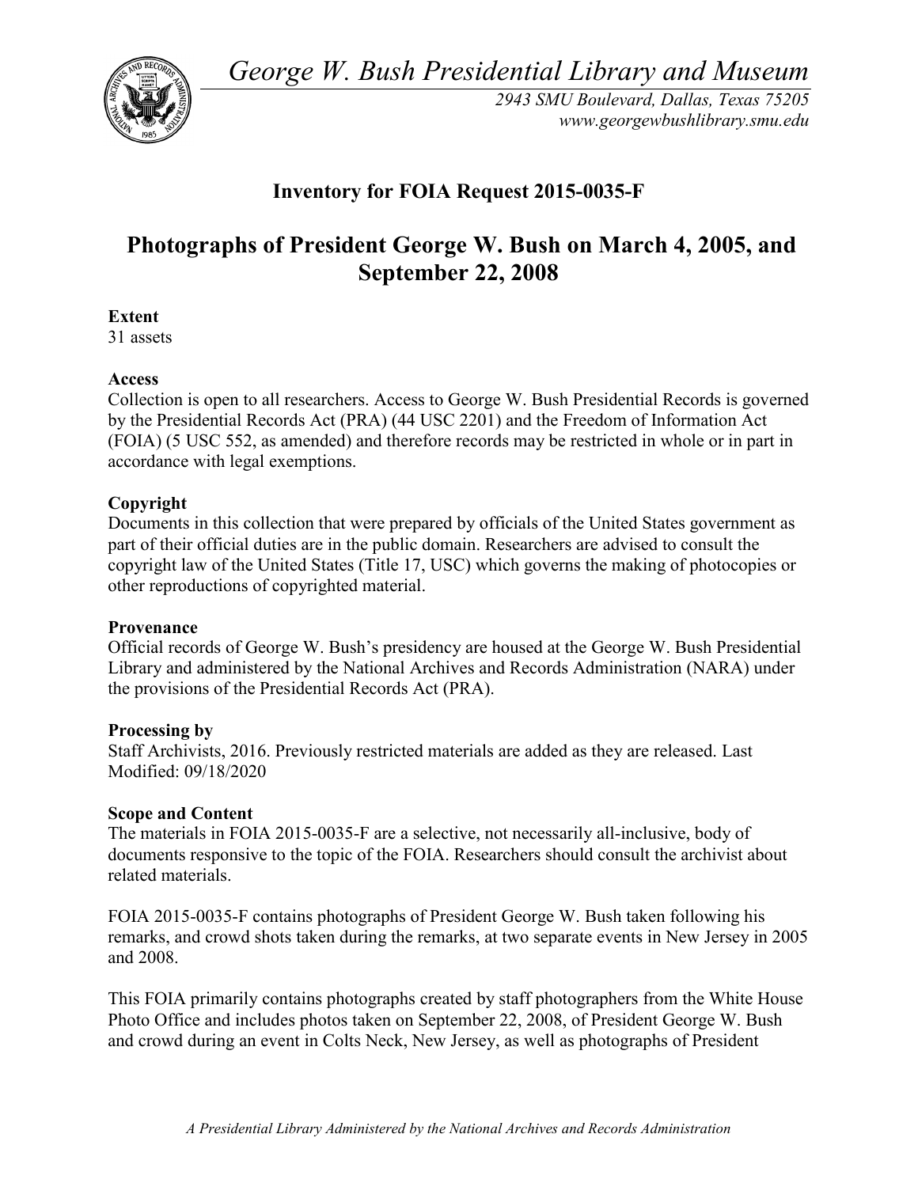*George W. Bush Presidential Library and Museum*

*2943 SMU Boulevard, Dallas, Texas 75205*
*www.georgewbushlibrary.smu.edu*

## Inventory for FOIA Request 2015-0035-F

# Photographs of President George W. Bush on March 4, 2005, and September 22, 2008

**Extent**
31 assets

**Access**
Collection is open to all researchers. Access to George W. Bush Presidential Records is governed by the Presidential Records Act (PRA) (44 USC 2201) and the Freedom of Information Act (FOIA) (5 USC 552, as amended) and therefore records may be restricted in whole or in part in accordance with legal exemptions.

**Copyright**
Documents in this collection that were prepared by officials of the United States government as part of their official duties are in the public domain. Researchers are advised to consult the copyright law of the United States (Title 17, USC) which governs the making of photocopies or other reproductions of copyrighted material.

**Provenance**
Official records of George W. Bush's presidency are housed at the George W. Bush Presidential Library and administered by the National Archives and Records Administration (NARA) under the provisions of the Presidential Records Act (PRA).

**Processing by**
Staff Archivists, 2016. Previously restricted materials are added as they are released. Last Modified: 09/18/2020

**Scope and Content**
The materials in FOIA 2015-0035-F are a selective, not necessarily all-inclusive, body of documents responsive to the topic of the FOIA. Researchers should consult the archivist about related materials.

FOIA 2015-0035-F contains photographs of President George W. Bush taken following his remarks, and crowd shots taken during the remarks, at two separate events in New Jersey in 2005 and 2008.

This FOIA primarily contains photographs created by staff photographers from the White House Photo Office and includes photos taken on September 22, 2008, of President George W. Bush and crowd during an event in Colts Neck, New Jersey, as well as photographs of President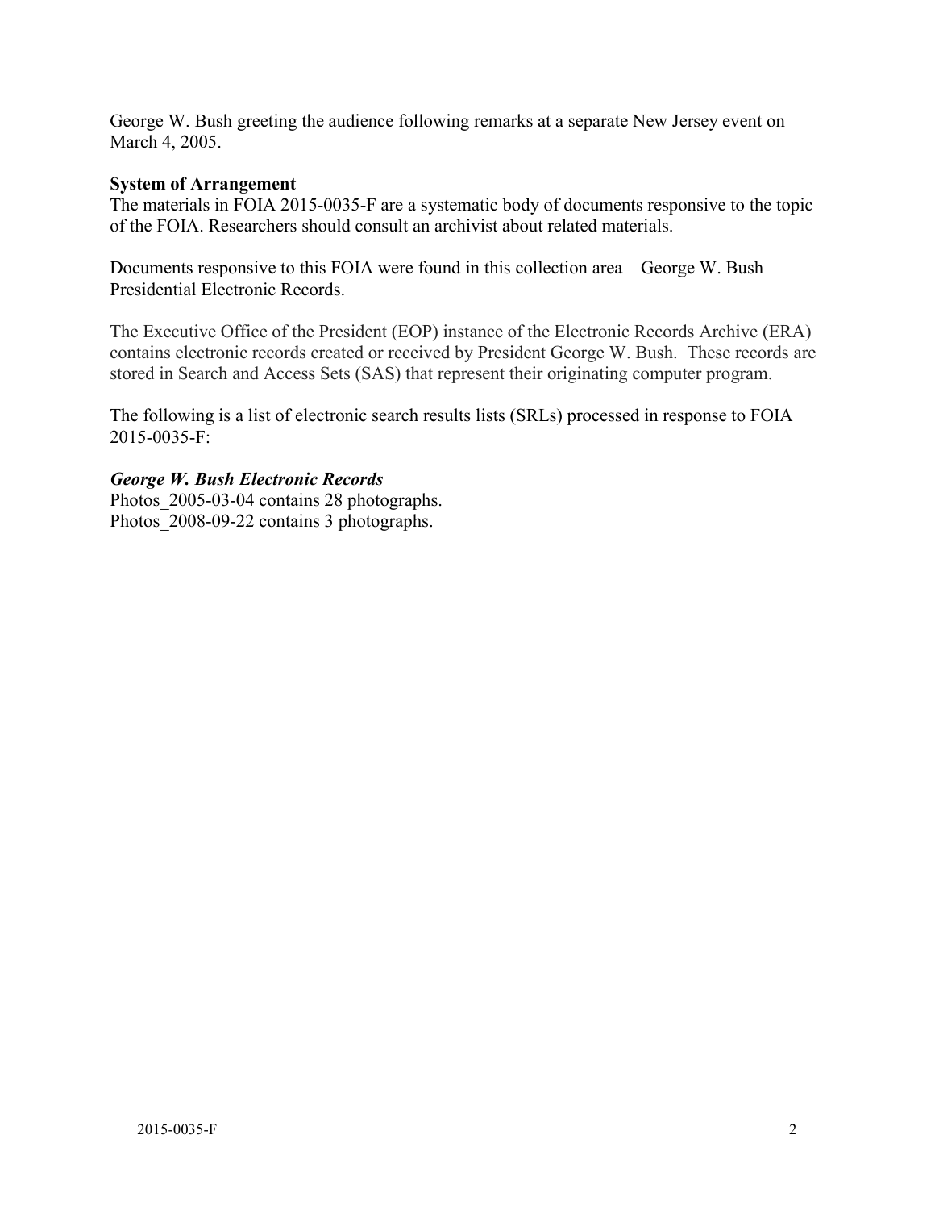George W. Bush greeting the audience following remarks at a separate New Jersey event on March 4, 2005.

**System of Arrangement**
The materials in FOIA 2015-0035-F are a systematic body of documents responsive to the topic of the FOIA. Researchers should consult an archivist about related materials.

Documents responsive to this FOIA were found in this collection area – George W. Bush Presidential Electronic Records.

The Executive Office of the President (EOP) instance of the Electronic Records Archive (ERA) contains electronic records created or received by President George W. Bush. These records are stored in Search and Access Sets (SAS) that represent their originating computer program.

The following is a list of electronic search results lists (SRLs) processed in response to FOIA 2015-0035-F:

***George W. Bush Electronic Records***
Photos_2005-03-04 contains 28 photographs.
Photos_2008-09-22 contains 3 photographs.